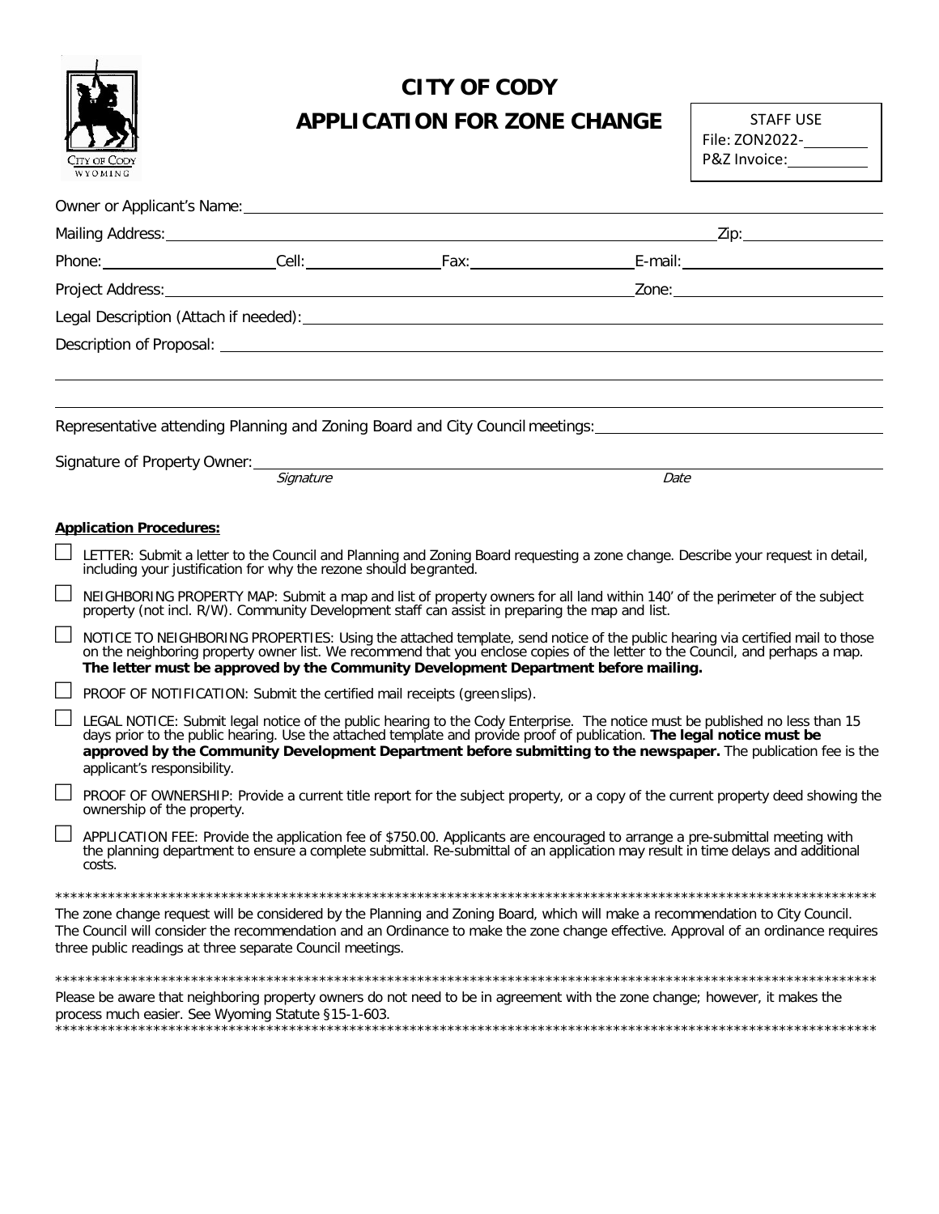CITY OF CODY WYOMING

# CITY OF CODY
# APPLICATION FOR ZONE CHANGE

STAFF USE
File: ZON2022-________
P&Z Invoice:__________

Owner or Applicant's Name: ______________________________________________

Mailing Address: ______________________________________________ Zip: __________

Phone: ____________ Cell: ____________ Fax: ____________ E-mail: ____________

Project Address: ______________________________________________ Zone: __________

Legal Description (Attach if needed): ______________________________________________

Description of Proposal: ______________________________________________

______________________________________________

______________________________________________

Representative attending Planning and Zoning Board and City Council meetings: ______________________________________________

Signature of Property Owner: ______________________________________________
*Signature* *Date*

**Application Procedures:**

- ☐ LETTER: Submit a letter to the Council and Planning and Zoning Board requesting a zone change. Describe your request in detail, including your justification for why the rezone should be granted.
- ☐ NEIGHBORING PROPERTY MAP: Submit a map and list of property owners for all land within 140' of the perimeter of the subject property (not incl. R/W). Community Development staff can assist in preparing the map and list.
- ☐ NOTICE TO NEIGHBORING PROPERTIES: Using the attached template, send notice of the public hearing via certified mail to those on the neighboring property owner list. We recommend that you enclose copies of the letter to the Council, and perhaps a map. **The letter must be approved by the Community Development Department before mailing.**
- ☐ PROOF OF NOTIFICATION: Submit the certified mail receipts (green slips).
- ☐ LEGAL NOTICE: Submit legal notice of the public hearing to the Cody Enterprise. The notice must be published no less than 15 days prior to the public hearing. Use the attached template and provide proof of publication. **The legal notice must be approved by the Community Development Department before submitting to the newspaper.** The publication fee is the applicant's responsibility.
- ☐ PROOF OF OWNERSHIP: Provide a current title report for the subject property, or a copy of the current property deed showing the ownership of the property.
- ☐ APPLICATION FEE: Provide the application fee of $750.00. Applicants are encouraged to arrange a pre-submittal meeting with the planning department to ensure a complete submittal. Re-submittal of an application may result in time delays and additional costs.

****************************************************************************************************************

The zone change request will be considered by the Planning and Zoning Board, which will make a recommendation to City Council. The Council will consider the recommendation and an Ordinance to make the zone change effective. Approval of an ordinance requires three public readings at three separate Council meetings.

****************************************************************************************************************

Please be aware that neighboring property owners do not need to be in agreement with the zone change; however, it makes the process much easier. See Wyoming Statute §15-1-603.

****************************************************************************************************************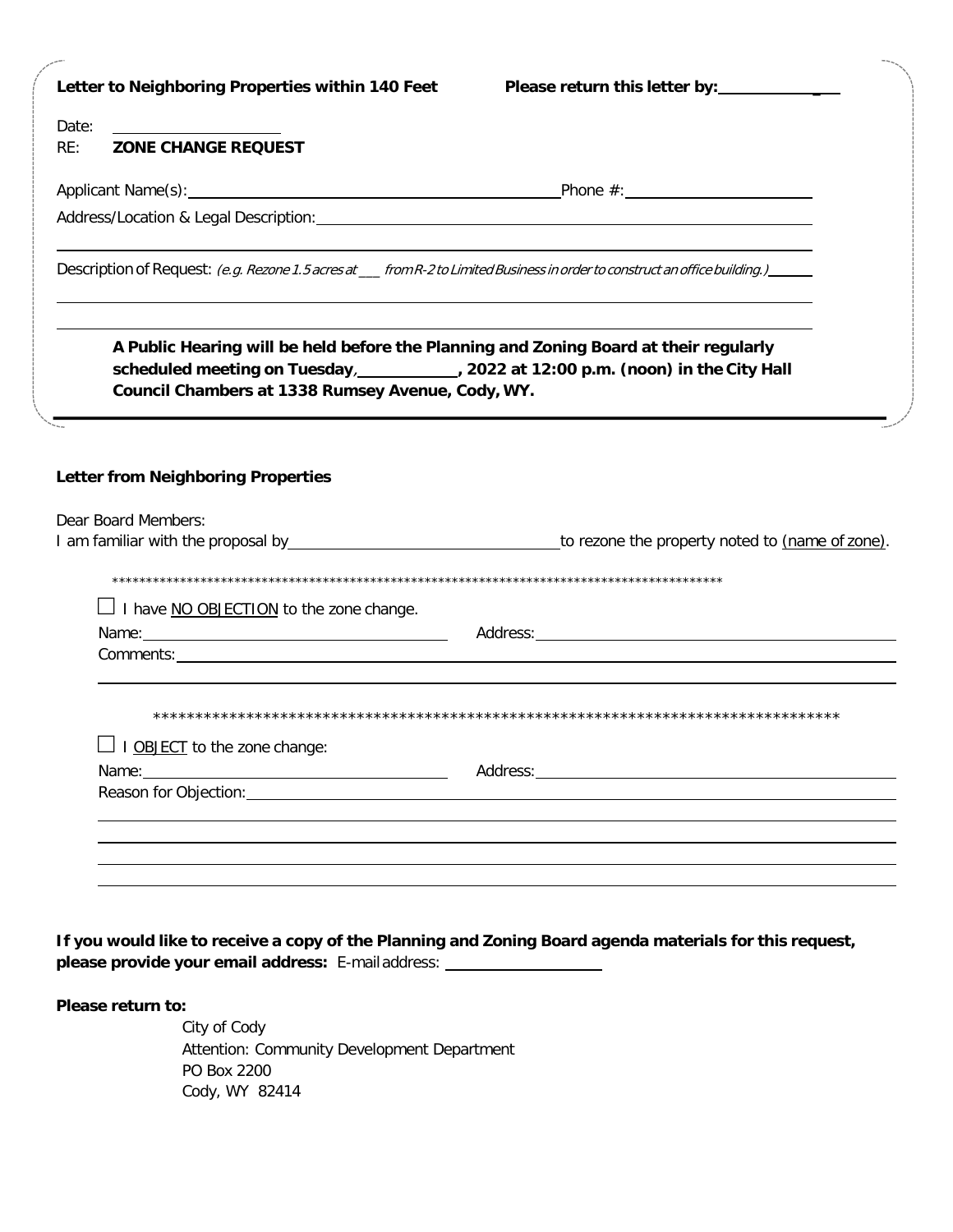**Letter to Neighboring Properties within 140 Feet** **Please return this letter by:\_\_\_\_\_\_\_\_\_\_\_\_\_\_**

Date: \_\_\_\_\_\_\_\_\_\_\_\_\_\_\_\_\_\_\_\_

RE: **ZONE CHANGE REQUEST**

Applicant Name(s): \_\_\_\_\_\_\_\_\_\_\_\_\_\_\_\_\_\_\_\_\_\_\_\_\_\_\_\_\_\_\_\_\_\_\_\_\_\_\_\_ Phone #: \_\_\_\_\_\_\_\_\_\_\_\_\_\_\_\_\_\_\_\_\_\_

Address/Location & Legal Description: \_\_\_\_\_\_\_\_\_\_\_\_\_\_\_\_\_\_\_\_\_\_\_\_\_\_\_\_\_\_\_\_\_\_\_\_\_\_\_\_\_\_\_\_\_\_\_\_\_\_\_\_\_\_\_\_\_\_\_\_

\_\_\_\_\_\_\_\_\_\_\_\_\_\_\_\_\_\_\_\_\_\_\_\_\_\_\_\_\_\_\_\_\_\_\_\_\_\_\_\_\_\_\_\_\_\_\_\_\_\_\_\_\_\_\_\_\_\_\_\_\_\_\_\_\_\_\_\_\_\_\_\_\_\_\_\_\_\_\_\_\_\_\_\_\_\_\_\_\_\_

Description of Request: *(e.g. Rezone 1.5 acres at \_\_\_ from R-2 to Limited Business in order to construct an office building.)* \_\_\_\_\_\_

\_\_\_\_\_\_\_\_\_\_\_\_\_\_\_\_\_\_\_\_\_\_\_\_\_\_\_\_\_\_\_\_\_\_\_\_\_\_\_\_\_\_\_\_\_\_\_\_\_\_\_\_\_\_\_\_\_\_\_\_\_\_\_\_\_\_\_\_\_\_\_\_\_\_\_\_\_\_\_\_\_\_\_\_\_\_\_\_\_\_

\_\_\_\_\_\_\_\_\_\_\_\_\_\_\_\_\_\_\_\_\_\_\_\_\_\_\_\_\_\_\_\_\_\_\_\_\_\_\_\_\_\_\_\_\_\_\_\_\_\_\_\_\_\_\_\_\_\_\_\_\_\_\_\_\_\_\_\_\_\_\_\_\_\_\_\_\_\_\_\_\_\_\_\_\_\_\_\_\_\_

**A Public Hearing will be held before the Planning and Zoning Board at their regularly scheduled meeting on Tuesday, \_\_\_\_\_\_\_\_\_\_\_\_, 2022 at 12:00 p.m. (noon) in the City Hall Council Chambers at 1338 Rumsey Avenue, Cody, WY.**

---

**Letter from Neighboring Properties**

Dear Board Members:

I am familiar with the proposal by \_\_\_\_\_\_\_\_\_\_\_\_\_\_\_\_\_\_\_\_\_\_\_\_\_\_\_\_\_\_\_\_\_\_ to rezone the property noted to <u>(name of zone)</u>.

******************************************************************************************

☐ I have <u>NO OBJECTION</u> to the zone change.

Name: \_\_\_\_\_\_\_\_\_\_\_\_\_\_\_\_\_\_\_\_\_\_\_\_\_\_\_\_\_\_\_\_\_\_\_\_\_\_ Address: \_\_\_\_\_\_\_\_\_\_\_\_\_\_\_\_\_\_\_\_\_\_\_\_\_\_\_\_\_\_\_\_\_\_\_\_\_\_\_\_\_\_\_\_

Comments: \_\_\_\_\_\_\_\_\_\_\_\_\_\_\_\_\_\_\_\_\_\_\_\_\_\_\_\_\_\_\_\_\_\_\_\_\_\_\_\_\_\_\_\_\_\_\_\_\_\_\_\_\_\_\_\_\_\_\_\_\_\_\_\_\_\_\_\_\_\_\_\_\_\_\_\_\_\_\_\_\_\_\_

\_\_\_\_\_\_\_\_\_\_\_\_\_\_\_\_\_\_\_\_\_\_\_\_\_\_\_\_\_\_\_\_\_\_\_\_\_\_\_\_\_\_\_\_\_\_\_\_\_\_\_\_\_\_\_\_\_\_\_\_\_\_\_\_\_\_\_\_\_\_\_\_\_\_\_\_\_\_\_\_\_\_\_\_\_\_\_\_\_\_

******************************************************************************************

☐ I <u>OBJECT</u> to the zone change:

Name: \_\_\_\_\_\_\_\_\_\_\_\_\_\_\_\_\_\_\_\_\_\_\_\_\_\_\_\_\_\_\_\_\_\_\_\_\_\_ Address: \_\_\_\_\_\_\_\_\_\_\_\_\_\_\_\_\_\_\_\_\_\_\_\_\_\_\_\_\_\_\_\_\_\_\_\_\_\_\_\_\_\_\_\_

Reason for Objection: \_\_\_\_\_\_\_\_\_\_\_\_\_\_\_\_\_\_\_\_\_\_\_\_\_\_\_\_\_\_\_\_\_\_\_\_\_\_\_\_\_\_\_\_\_\_\_\_\_\_\_\_\_\_\_\_\_\_\_\_\_\_\_\_\_\_\_\_\_\_\_

\_\_\_\_\_\_\_\_\_\_\_\_\_\_\_\_\_\_\_\_\_\_\_\_\_\_\_\_\_\_\_\_\_\_\_\_\_\_\_\_\_\_\_\_\_\_\_\_\_\_\_\_\_\_\_\_\_\_\_\_\_\_\_\_\_\_\_\_\_\_\_\_\_\_\_\_\_\_\_\_\_\_\_\_\_\_\_\_\_\_

\_\_\_\_\_\_\_\_\_\_\_\_\_\_\_\_\_\_\_\_\_\_\_\_\_\_\_\_\_\_\_\_\_\_\_\_\_\_\_\_\_\_\_\_\_\_\_\_\_\_\_\_\_\_\_\_\_\_\_\_\_\_\_\_\_\_\_\_\_\_\_\_\_\_\_\_\_\_\_\_\_\_\_\_\_\_\_\_\_\_

\_\_\_\_\_\_\_\_\_\_\_\_\_\_\_\_\_\_\_\_\_\_\_\_\_\_\_\_\_\_\_\_\_\_\_\_\_\_\_\_\_\_\_\_\_\_\_\_\_\_\_\_\_\_\_\_\_\_\_\_\_\_\_\_\_\_\_\_\_\_\_\_\_\_\_\_\_\_\_\_\_\_\_\_\_\_\_\_\_\_

\_\_\_\_\_\_\_\_\_\_\_\_\_\_\_\_\_\_\_\_\_\_\_\_\_\_\_\_\_\_\_\_\_\_\_\_\_\_\_\_\_\_\_\_\_\_\_\_\_\_\_\_\_\_\_\_\_\_\_\_\_\_\_\_\_\_\_\_\_\_\_\_\_\_\_\_\_\_\_\_\_\_\_\_\_\_\_\_\_\_

**If you would like to receive a copy of the Planning and Zoning Board agenda materials for this request, please provide your email address:** E-mail address: \_\_\_\_\_\_\_\_\_\_\_\_\_\_\_\_\_\_\_\_

**Please return to:**

City of Cody
Attention: Community Development Department
PO Box 2200
Cody, WY 82414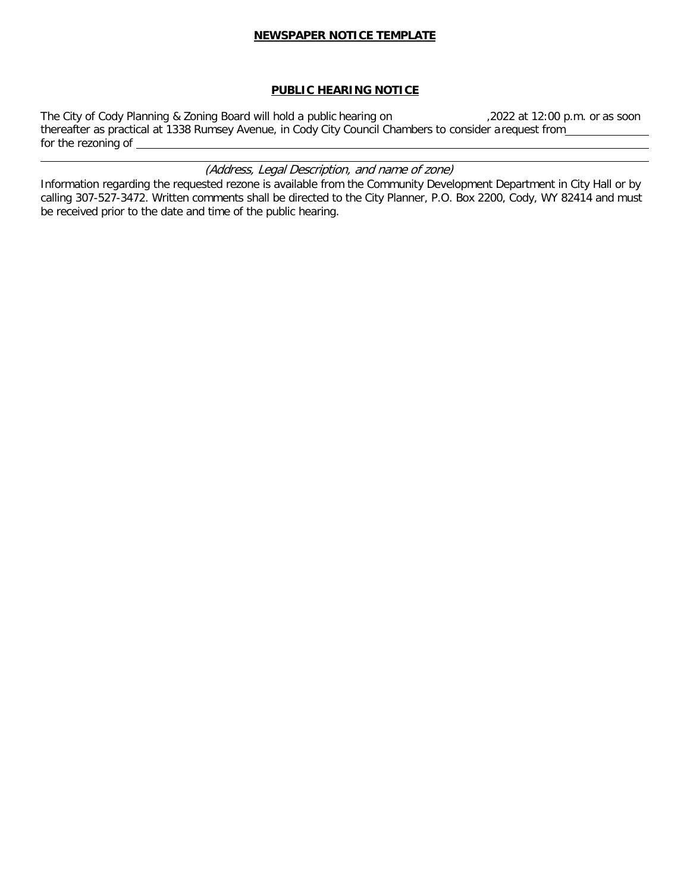**NEWSPAPER NOTICE TEMPLATE**

**PUBLIC HEARING NOTICE**

The City of Cody Planning & Zoning Board will hold a public hearing on ____________ ,2022 at 12:00 p.m. or as soon thereafter as practical at 1338 Rumsey Avenue, in Cody City Council Chambers to consider a request from ____________ for the rezoning of ________________________________________________________________

________________________________________________________________

*(Address, Legal Description, and name of zone)*

Information regarding the requested rezone is available from the Community Development Department in City Hall or by calling 307-527-3472. Written comments shall be directed to the City Planner, P.O. Box 2200, Cody, WY 82414 and must be received prior to the date and time of the public hearing.